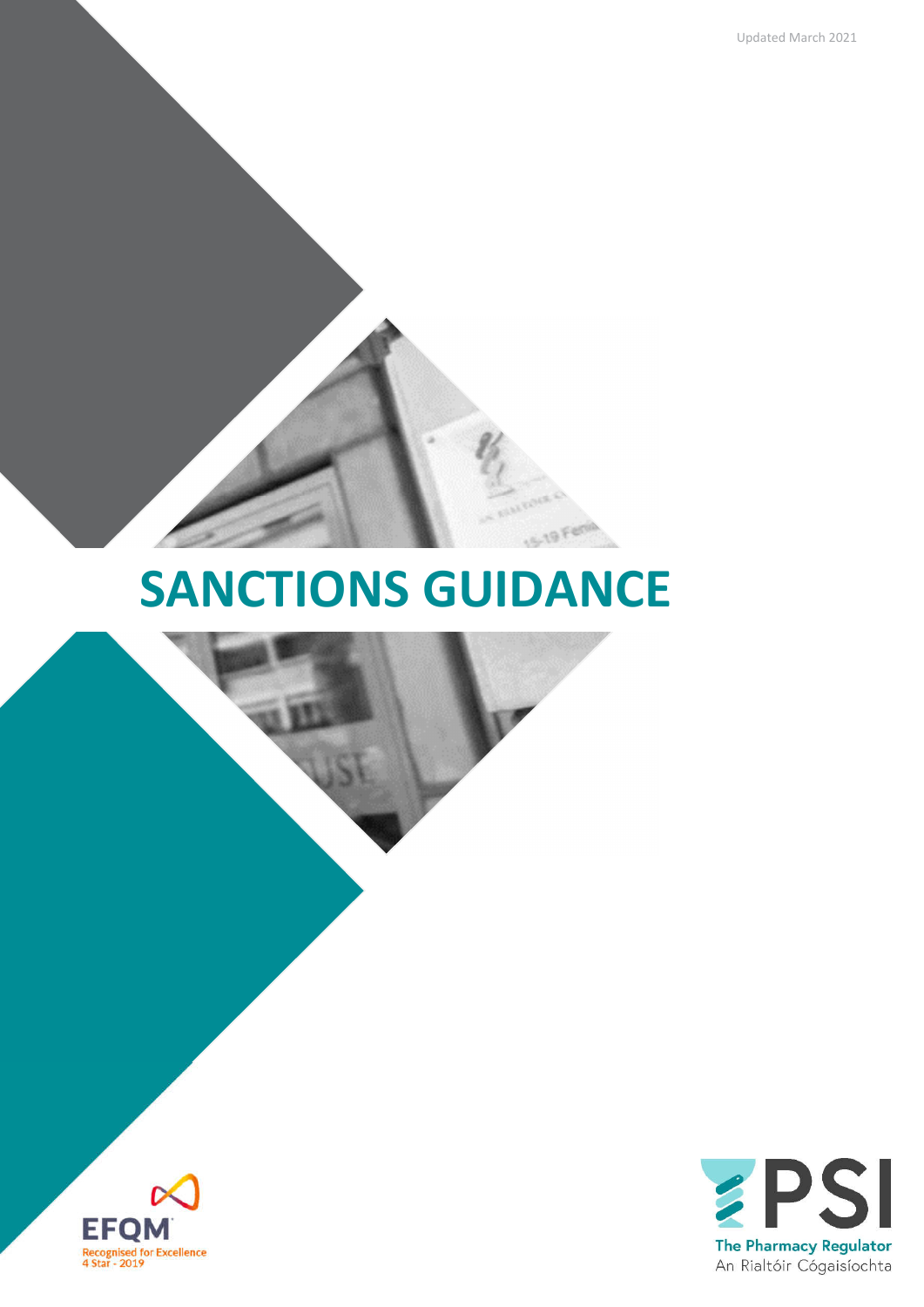Updated March 2021

# SANCTIONS GUIDANCE

EFQM
Recognised for Excellence
4 Star - 2019

PSI
The Pharmacy Regulator
An Rialtóir Cógaisíochta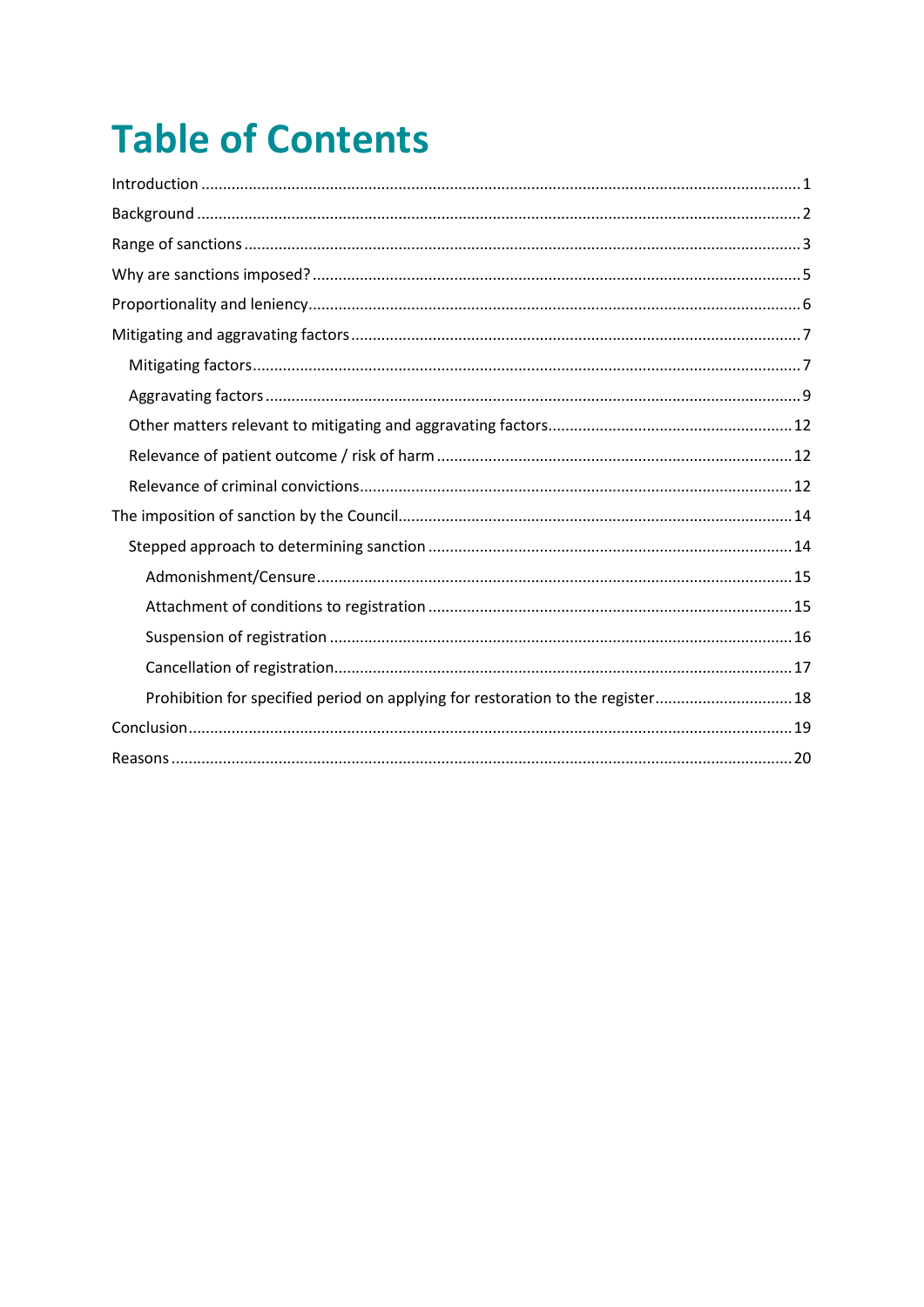# Table of Contents

- Introduction ........ 1
- Background ........ 2
- Range of sanctions ........ 3
- Why are sanctions imposed? ........ 5
- Proportionality and leniency ........ 6
- Mitigating and aggravating factors ........ 7
  - Mitigating factors ........ 7
  - Aggravating factors ........ 9
  - Other matters relevant to mitigating and aggravating factors ........ 12
  - Relevance of patient outcome / risk of harm ........ 12
  - Relevance of criminal convictions ........ 12
- The imposition of sanction by the Council ........ 14
  - Stepped approach to determining sanction ........ 14
    - Admonishment/Censure ........ 15
    - Attachment of conditions to registration ........ 15
    - Suspension of registration ........ 16
    - Cancellation of registration ........ 17
    - Prohibition for specified period on applying for restoration to the register ........ 18
- Conclusion ........ 19
- Reasons ........ 20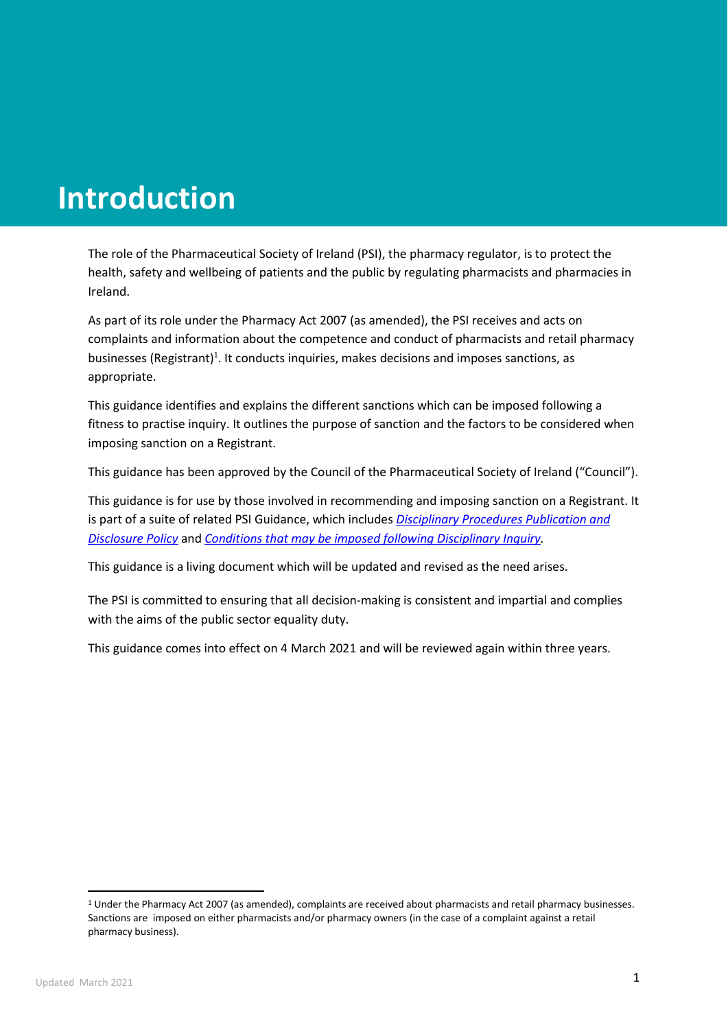# Introduction

The role of the Pharmaceutical Society of Ireland (PSI), the pharmacy regulator, is to protect the health, safety and wellbeing of patients and the public by regulating pharmacists and pharmacies in Ireland.

As part of its role under the Pharmacy Act 2007 (as amended), the PSI receives and acts on complaints and information about the competence and conduct of pharmacists and retail pharmacy businesses (Registrant)[1]. It conducts inquiries, makes decisions and imposes sanctions, as appropriate.

This guidance identifies and explains the different sanctions which can be imposed following a fitness to practise inquiry. It outlines the purpose of sanction and the factors to be considered when imposing sanction on a Registrant.

This guidance has been approved by the Council of the Pharmaceutical Society of Ireland ("Council").

This guidance is for use by those involved in recommending and imposing sanction on a Registrant. It is part of a suite of related PSI Guidance, which includes *Disciplinary Procedures Publication and Disclosure Policy* and *Conditions that may be imposed following Disciplinary Inquiry*.

This guidance is a living document which will be updated and revised as the need arises.

The PSI is committed to ensuring that all decision-making is consistent and impartial and complies with the aims of the public sector equality duty.

This guidance comes into effect on 4 March 2021 and will be reviewed again within three years.

---

[1] Under the Pharmacy Act 2007 (as amended), complaints are received about pharmacists and retail pharmacy businesses. Sanctions are imposed on either pharmacists and/or pharmacy owners (in the case of a complaint against a retail pharmacy business).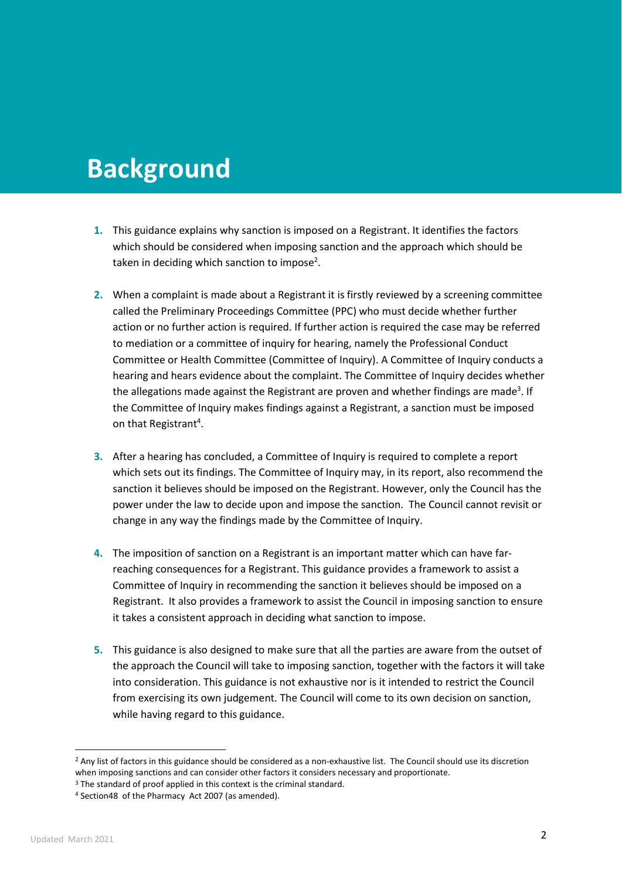# Background

1. This guidance explains why sanction is imposed on a Registrant. It identifies the factors which should be considered when imposing sanction and the approach which should be taken in deciding which sanction to impose[2].

2. When a complaint is made about a Registrant it is firstly reviewed by a screening committee called the Preliminary Proceedings Committee (PPC) who must decide whether further action or no further action is required. If further action is required the case may be referred to mediation or a committee of inquiry for hearing, namely the Professional Conduct Committee or Health Committee (Committee of Inquiry). A Committee of Inquiry conducts a hearing and hears evidence about the complaint. The Committee of Inquiry decides whether the allegations made against the Registrant are proven and whether findings are made[3]. If the Committee of Inquiry makes findings against a Registrant, a sanction must be imposed on that Registrant[4].

3. After a hearing has concluded, a Committee of Inquiry is required to complete a report which sets out its findings. The Committee of Inquiry may, in its report, also recommend the sanction it believes should be imposed on the Registrant. However, only the Council has the power under the law to decide upon and impose the sanction. The Council cannot revisit or change in any way the findings made by the Committee of Inquiry.

4. The imposition of sanction on a Registrant is an important matter which can have far-reaching consequences for a Registrant. This guidance provides a framework to assist a Committee of Inquiry in recommending the sanction it believes should be imposed on a Registrant. It also provides a framework to assist the Council in imposing sanction to ensure it takes a consistent approach in deciding what sanction to impose.

5. This guidance is also designed to make sure that all the parties are aware from the outset of the approach the Council will take to imposing sanction, together with the factors it will take into consideration. This guidance is not exhaustive nor is it intended to restrict the Council from exercising its own judgement. The Council will come to its own decision on sanction, while having regard to this guidance.

---

[2] Any list of factors in this guidance should be considered as a non-exhaustive list. The Council should use its discretion when imposing sanctions and can consider other factors it considers necessary and proportionate.

[3] The standard of proof applied in this context is the criminal standard.

[4] Section48 of the Pharmacy Act 2007 (as amended).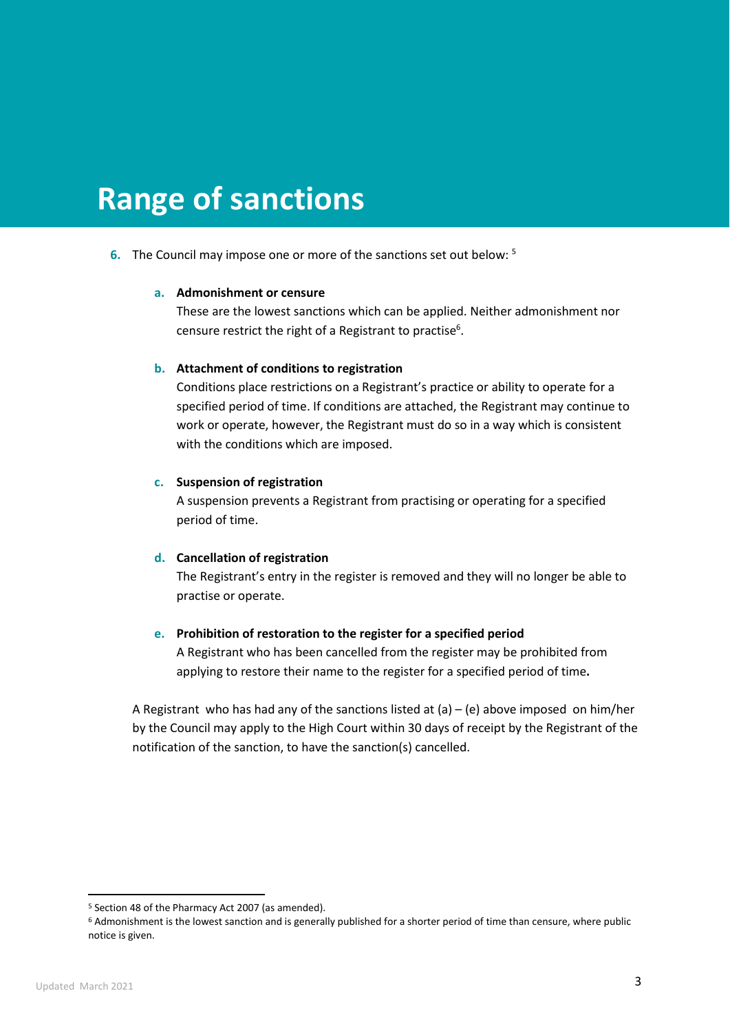# Range of sanctions

6. The Council may impose one or more of the sanctions set out below: [5]

   a. **Admonishment or censure**
   These are the lowest sanctions which can be applied. Neither admonishment nor censure restrict the right of a Registrant to practise[6].

   b. **Attachment of conditions to registration**
   Conditions place restrictions on a Registrant's practice or ability to operate for a specified period of time. If conditions are attached, the Registrant may continue to work or operate, however, the Registrant must do so in a way which is consistent with the conditions which are imposed.

   c. **Suspension of registration**
   A suspension prevents a Registrant from practising or operating for a specified period of time.

   d. **Cancellation of registration**
   The Registrant's entry in the register is removed and they will no longer be able to practise or operate.

   e. **Prohibition of restoration to the register for a specified period**
   A Registrant who has been cancelled from the register may be prohibited from applying to restore their name to the register for a specified period of time**.**

A Registrant who has had any of the sanctions listed at (a) – (e) above imposed on him/her by the Council may apply to the High Court within 30 days of receipt by the Registrant of the notification of the sanction, to have the sanction(s) cancelled.

---

[5] Section 48 of the Pharmacy Act 2007 (as amended).

[6] Admonishment is the lowest sanction and is generally published for a shorter period of time than censure, where public notice is given.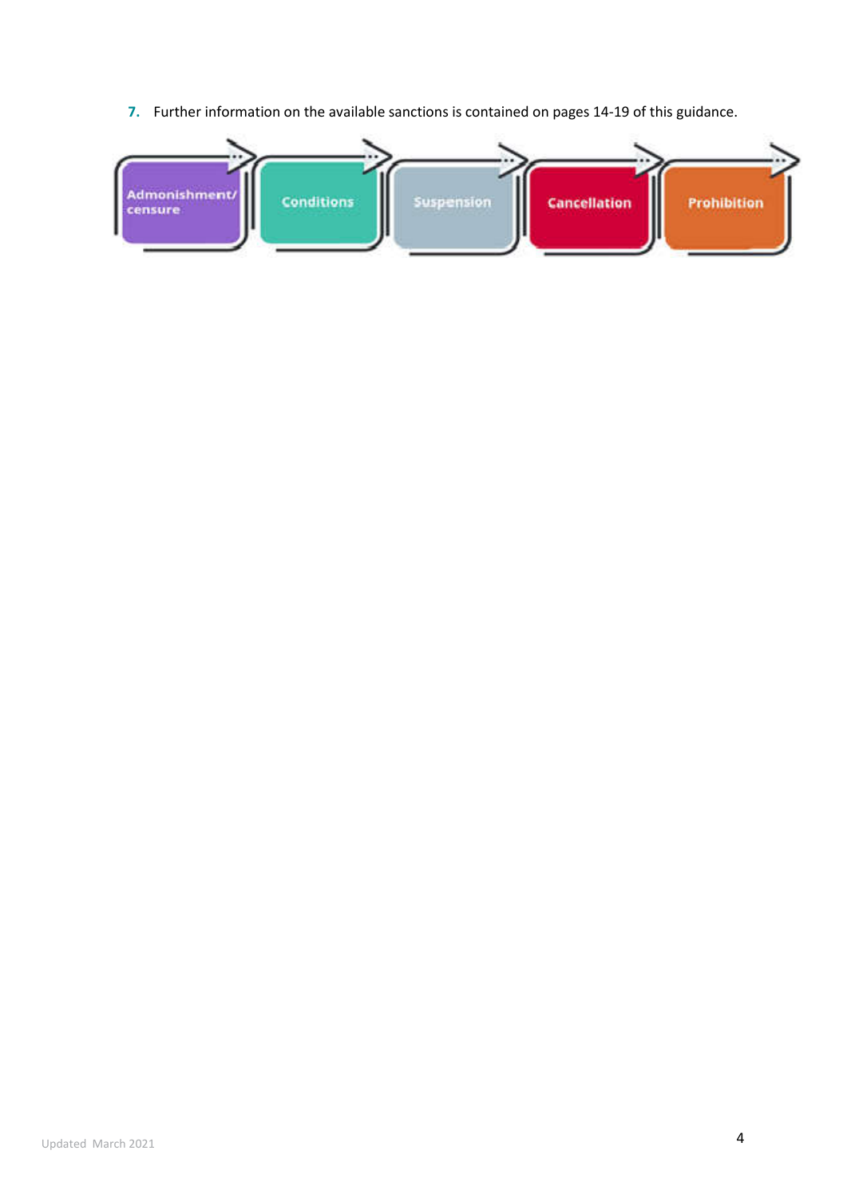7. Further information on the available sanctions is contained on pages 14-19 of this guidance.

Admonishment/censure → Conditions → Suspension → Cancellation → Prohibition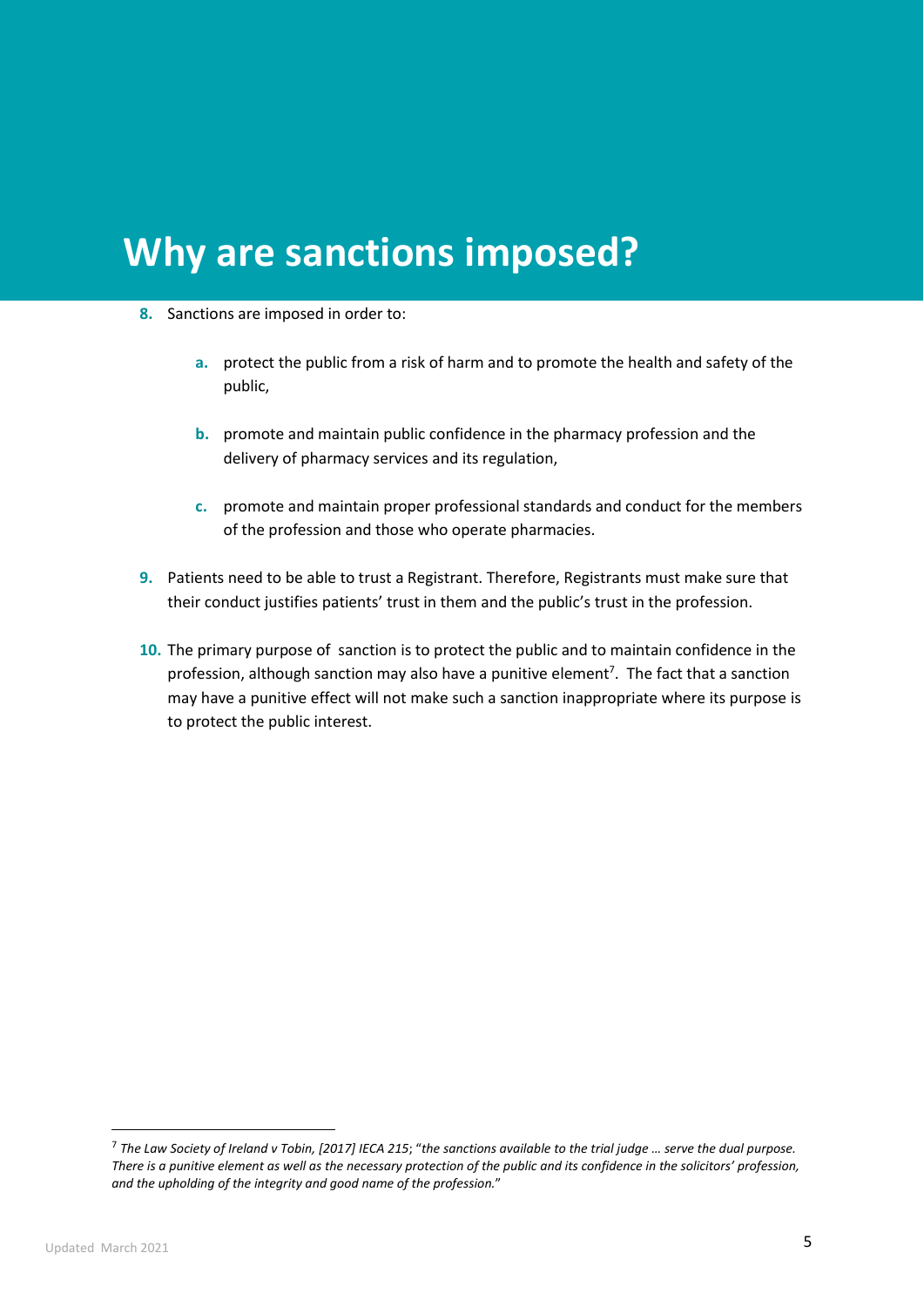# Why are sanctions imposed?

8. Sanctions are imposed in order to:

   a. protect the public from a risk of harm and to promote the health and safety of the public,

   b. promote and maintain public confidence in the pharmacy profession and the delivery of pharmacy services and its regulation,

   c. promote and maintain proper professional standards and conduct for the members of the profession and those who operate pharmacies.

9. Patients need to be able to trust a Registrant. Therefore, Registrants must make sure that their conduct justifies patients' trust in them and the public's trust in the profession.

10. The primary purpose of sanction is to protect the public and to maintain confidence in the profession, although sanction may also have a punitive element[7]. The fact that a sanction may have a punitive effect will not make such a sanction inappropriate where its purpose is to protect the public interest.

---

[7] *The Law Society of Ireland v Tobin, [2017] IECA 215*; "*the sanctions available to the trial judge … serve the dual purpose. There is a punitive element as well as the necessary protection of the public and its confidence in the solicitors' profession, and the upholding of the integrity and good name of the profession.*"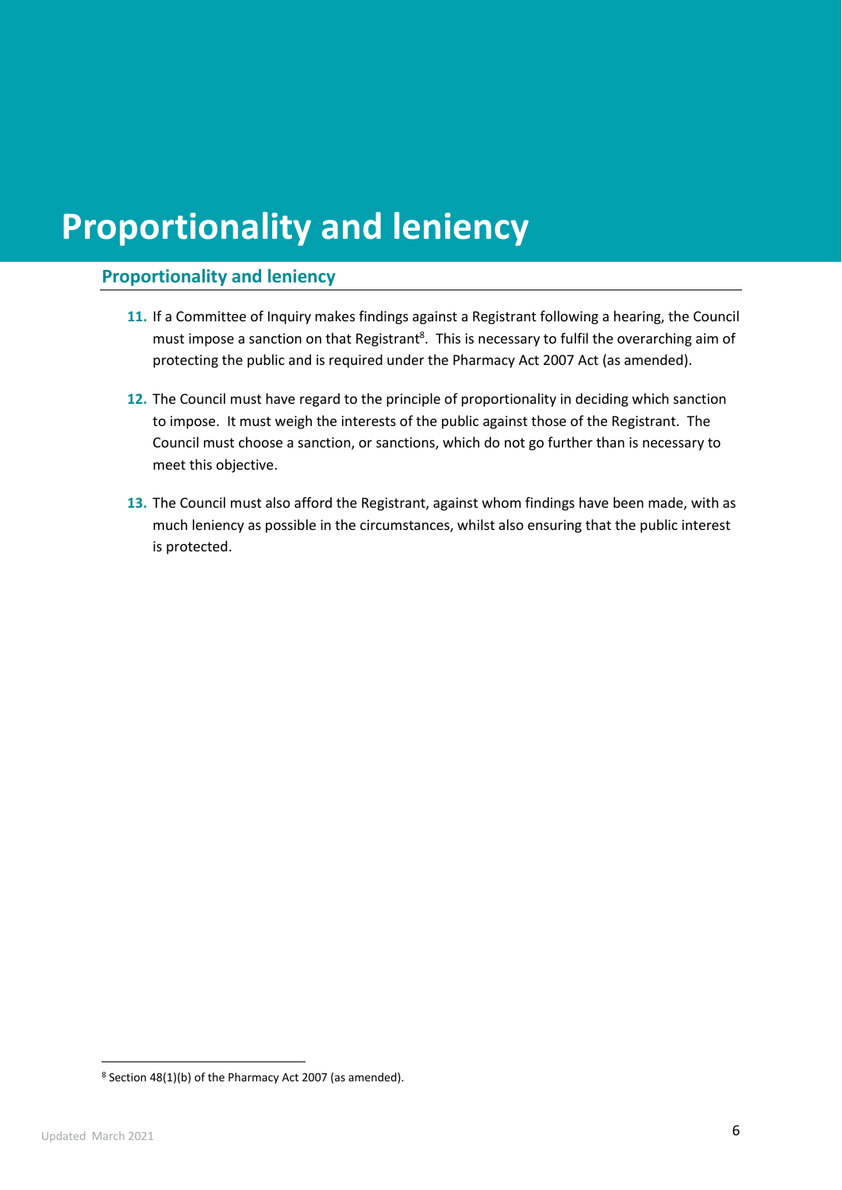# Proportionality and leniency

## Proportionality and leniency

11. If a Committee of Inquiry makes findings against a Registrant following a hearing, the Council must impose a sanction on that Registrant[8]. This is necessary to fulfil the overarching aim of protecting the public and is required under the Pharmacy Act 2007 Act (as amended).

12. The Council must have regard to the principle of proportionality in deciding which sanction to impose. It must weigh the interests of the public against those of the Registrant. The Council must choose a sanction, or sanctions, which do not go further than is necessary to meet this objective.

13. The Council must also afford the Registrant, against whom findings have been made, with as much leniency as possible in the circumstances, whilst also ensuring that the public interest is protected.

[8] Section 48(1)(b) of the Pharmacy Act 2007 (as amended).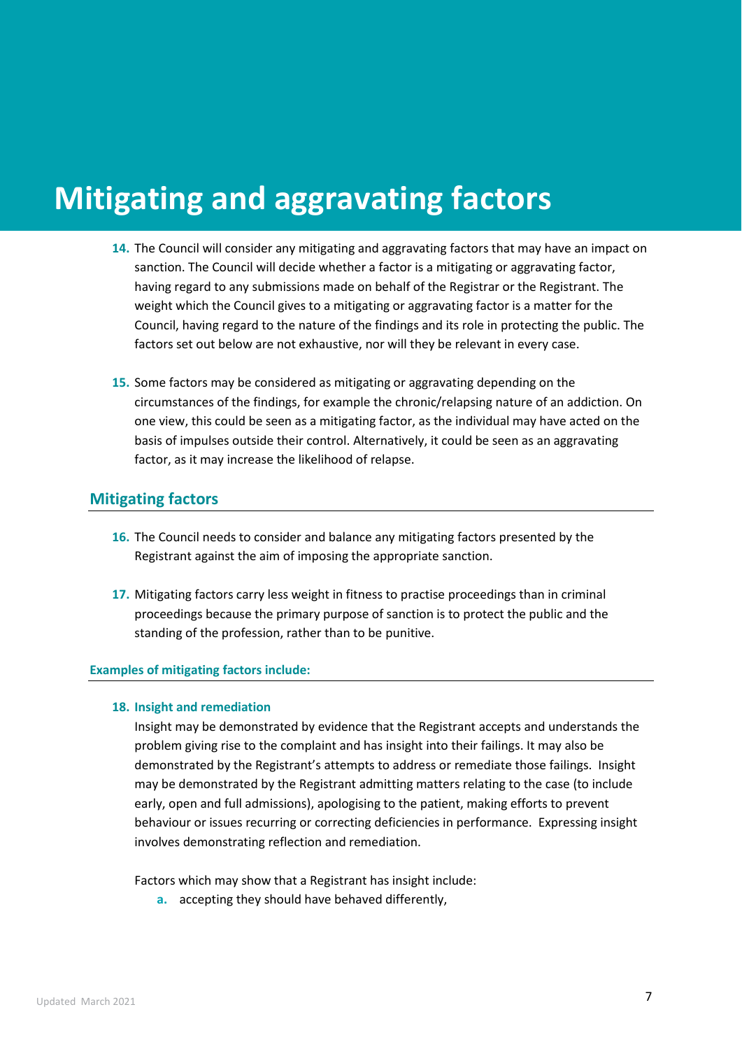# Mitigating and aggravating factors

14. The Council will consider any mitigating and aggravating factors that may have an impact on sanction. The Council will decide whether a factor is a mitigating or aggravating factor, having regard to any submissions made on behalf of the Registrar or the Registrant. The weight which the Council gives to a mitigating or aggravating factor is a matter for the Council, having regard to the nature of the findings and its role in protecting the public. The factors set out below are not exhaustive, nor will they be relevant in every case.

15. Some factors may be considered as mitigating or aggravating depending on the circumstances of the findings, for example the chronic/relapsing nature of an addiction. On one view, this could be seen as a mitigating factor, as the individual may have acted on the basis of impulses outside their control. Alternatively, it could be seen as an aggravating factor, as it may increase the likelihood of relapse.

## Mitigating factors

16. The Council needs to consider and balance any mitigating factors presented by the Registrant against the aim of imposing the appropriate sanction.

17. Mitigating factors carry less weight in fitness to practise proceedings than in criminal proceedings because the primary purpose of sanction is to protect the public and the standing of the profession, rather than to be punitive.

### Examples of mitigating factors include:

18. **Insight and remediation**

    Insight may be demonstrated by evidence that the Registrant accepts and understands the problem giving rise to the complaint and has insight into their failings. It may also be demonstrated by the Registrant's attempts to address or remediate those failings. Insight may be demonstrated by the Registrant admitting matters relating to the case (to include early, open and full admissions), apologising to the patient, making efforts to prevent behaviour or issues recurring or correcting deficiencies in performance. Expressing insight involves demonstrating reflection and remediation.

    Factors which may show that a Registrant has insight include:

    a. accepting they should have behaved differently,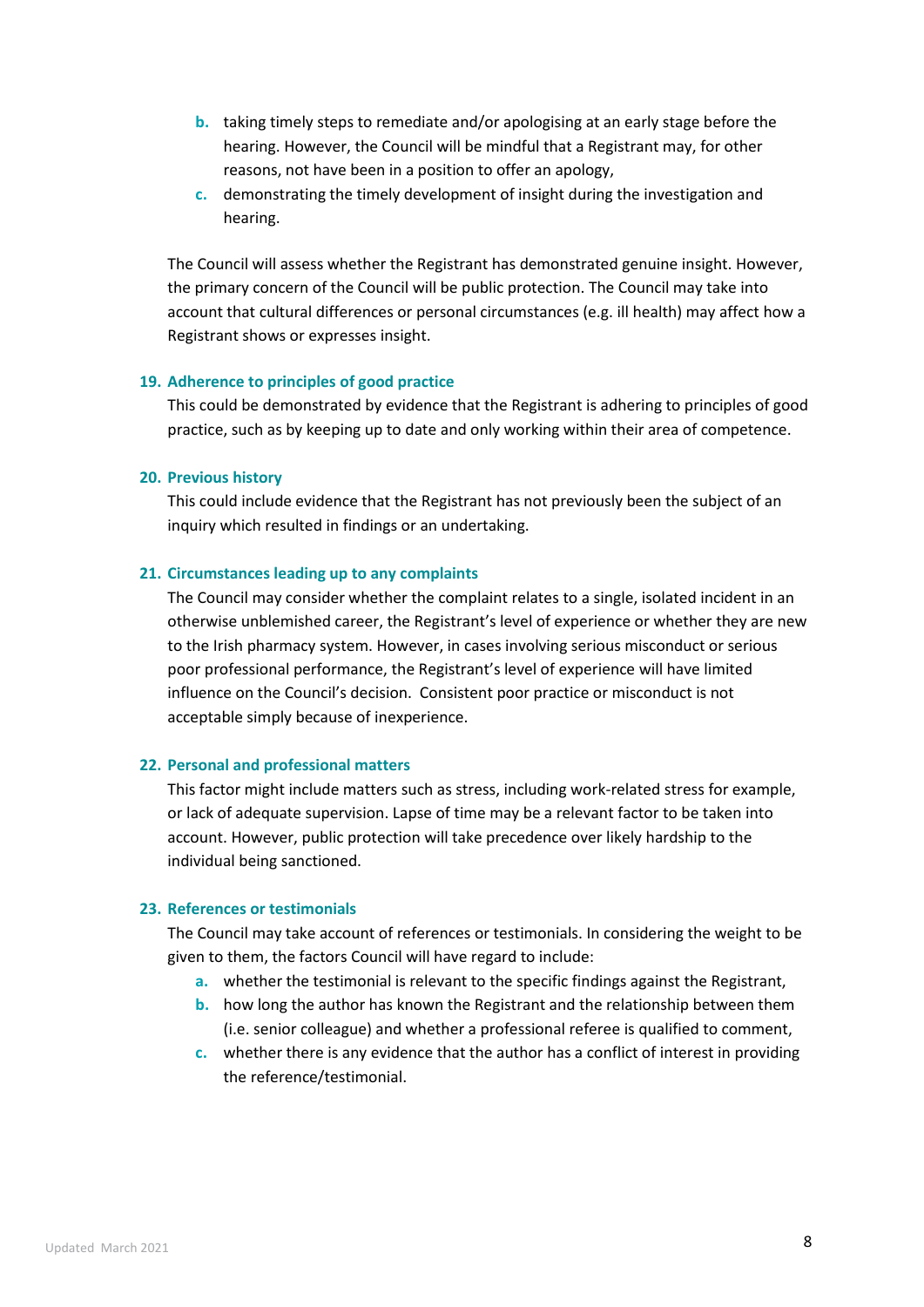b. taking timely steps to remediate and/or apologising at an early stage before the hearing. However, the Council will be mindful that a Registrant may, for other reasons, not have been in a position to offer an apology,
c. demonstrating the timely development of insight during the investigation and hearing.

The Council will assess whether the Registrant has demonstrated genuine insight. However, the primary concern of the Council will be public protection. The Council may take into account that cultural differences or personal circumstances (e.g. ill health) may affect how a Registrant shows or expresses insight.

### 19. Adherence to principles of good practice

This could be demonstrated by evidence that the Registrant is adhering to principles of good practice, such as by keeping up to date and only working within their area of competence.

### 20. Previous history

This could include evidence that the Registrant has not previously been the subject of an inquiry which resulted in findings or an undertaking.

### 21. Circumstances leading up to any complaints

The Council may consider whether the complaint relates to a single, isolated incident in an otherwise unblemished career, the Registrant's level of experience or whether they are new to the Irish pharmacy system. However, in cases involving serious misconduct or serious poor professional performance, the Registrant's level of experience will have limited influence on the Council's decision. Consistent poor practice or misconduct is not acceptable simply because of inexperience.

### 22. Personal and professional matters

This factor might include matters such as stress, including work-related stress for example, or lack of adequate supervision. Lapse of time may be a relevant factor to be taken into account. However, public protection will take precedence over likely hardship to the individual being sanctioned.

### 23. References or testimonials

The Council may take account of references or testimonials. In considering the weight to be given to them, the factors Council will have regard to include:

a. whether the testimonial is relevant to the specific findings against the Registrant,
b. how long the author has known the Registrant and the relationship between them (i.e. senior colleague) and whether a professional referee is qualified to comment,
c. whether there is any evidence that the author has a conflict of interest in providing the reference/testimonial.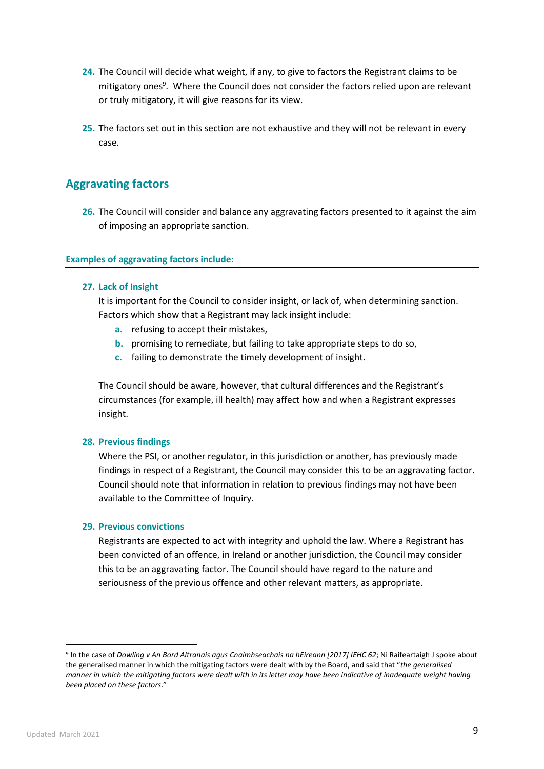24. The Council will decide what weight, if any, to give to factors the Registrant claims to be mitigatory ones[9]. Where the Council does not consider the factors relied upon are relevant or truly mitigatory, it will give reasons for its view.

25. The factors set out in this section are not exhaustive and they will not be relevant in every case.

## Aggravating factors

26. The Council will consider and balance any aggravating factors presented to it against the aim of imposing an appropriate sanction.

### Examples of aggravating factors include:

**27. Lack of Insight**

It is important for the Council to consider insight, or lack of, when determining sanction. Factors which show that a Registrant may lack insight include:

a. refusing to accept their mistakes,
b. promising to remediate, but failing to take appropriate steps to do so,
c. failing to demonstrate the timely development of insight.

The Council should be aware, however, that cultural differences and the Registrant's circumstances (for example, ill health) may affect how and when a Registrant expresses insight.

**28. Previous findings**

Where the PSI, or another regulator, in this jurisdiction or another, has previously made findings in respect of a Registrant, the Council may consider this to be an aggravating factor. Council should note that information in relation to previous findings may not have been available to the Committee of Inquiry.

**29. Previous convictions**

Registrants are expected to act with integrity and uphold the law. Where a Registrant has been convicted of an offence, in Ireland or another jurisdiction, the Council may consider this to be an aggravating factor. The Council should have regard to the nature and seriousness of the previous offence and other relevant matters, as appropriate.

---

[9] In the case of *Dowling v An Bord Altranais agus Cnaimhseachais na hEireann [2017] IEHC 62*; Ni Raifeartaigh J spoke about the generalised manner in which the mitigating factors were dealt with by the Board, and said that "*the generalised manner in which the mitigating factors were dealt with in its letter may have been indicative of inadequate weight having been placed on these factors*."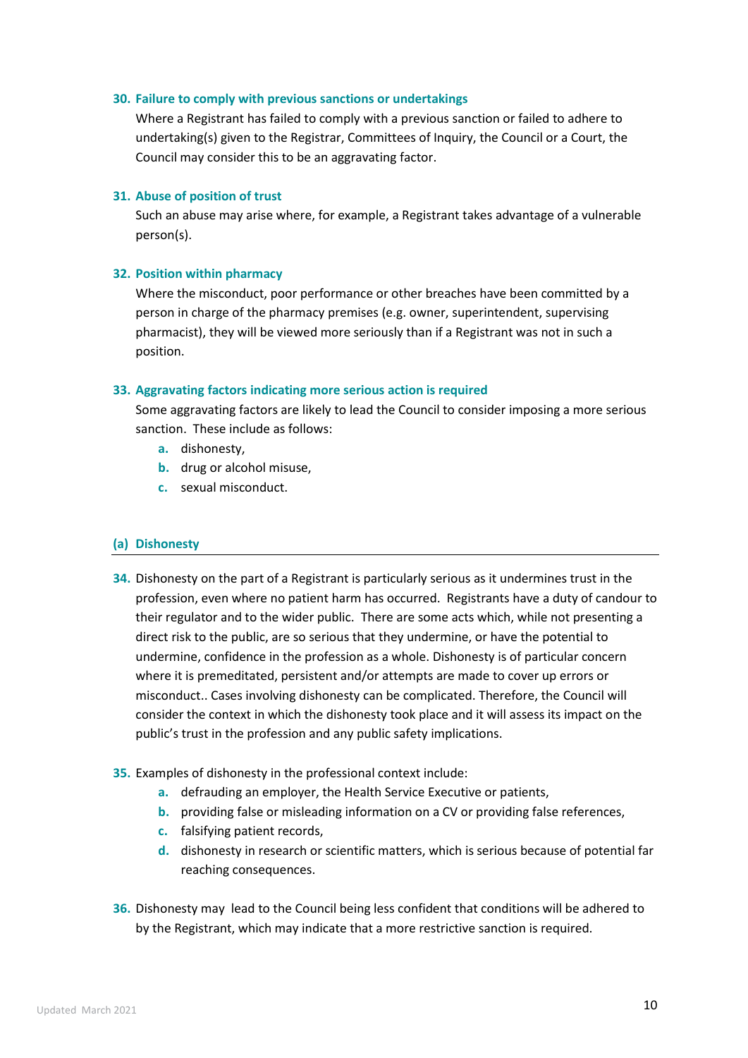### 30. Failure to comply with previous sanctions or undertakings

Where a Registrant has failed to comply with a previous sanction or failed to adhere to undertaking(s) given to the Registrar, Committees of Inquiry, the Council or a Court, the Council may consider this to be an aggravating factor.

### 31. Abuse of position of trust

Such an abuse may arise where, for example, a Registrant takes advantage of a vulnerable person(s).

### 32. Position within pharmacy

Where the misconduct, poor performance or other breaches have been committed by a person in charge of the pharmacy premises (e.g. owner, superintendent, supervising pharmacist), they will be viewed more seriously than if a Registrant was not in such a position.

### 33. Aggravating factors indicating more serious action is required

Some aggravating factors are likely to lead the Council to consider imposing a more serious sanction. These include as follows:

- a. dishonesty,
- b. drug or alcohol misuse,
- c. sexual misconduct.

## (a) Dishonesty

34. Dishonesty on the part of a Registrant is particularly serious as it undermines trust in the profession, even where no patient harm has occurred. Registrants have a duty of candour to their regulator and to the wider public. There are some acts which, while not presenting a direct risk to the public, are so serious that they undermine, or have the potential to undermine, confidence in the profession as a whole. Dishonesty is of particular concern where it is premeditated, persistent and/or attempts are made to cover up errors or misconduct.. Cases involving dishonesty can be complicated. Therefore, the Council will consider the context in which the dishonesty took place and it will assess its impact on the public's trust in the profession and any public safety implications.

35. Examples of dishonesty in the professional context include:
    - a. defrauding an employer, the Health Service Executive or patients,
    - b. providing false or misleading information on a CV or providing false references,
    - c. falsifying patient records,
    - d. dishonesty in research or scientific matters, which is serious because of potential far reaching consequences.

36. Dishonesty may lead to the Council being less confident that conditions will be adhered to by the Registrant, which may indicate that a more restrictive sanction is required.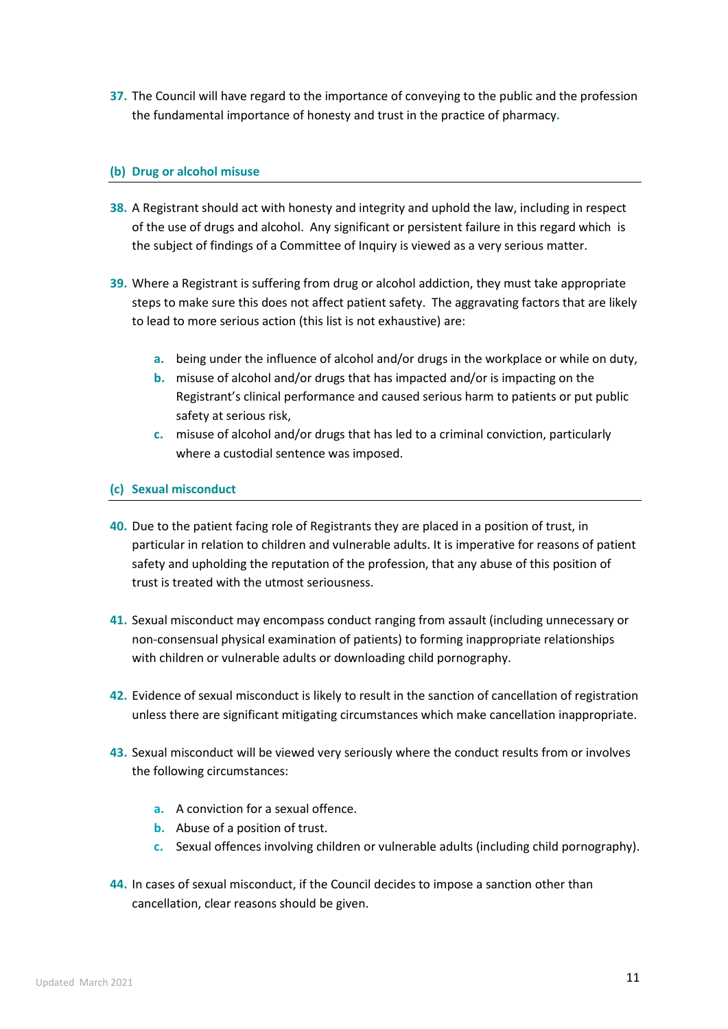37. The Council will have regard to the importance of conveying to the public and the profession the fundamental importance of honesty and trust in the practice of pharmacy.

### (b) Drug or alcohol misuse

38. A Registrant should act with honesty and integrity and uphold the law, including in respect of the use of drugs and alcohol. Any significant or persistent failure in this regard which is the subject of findings of a Committee of Inquiry is viewed as a very serious matter.

39. Where a Registrant is suffering from drug or alcohol addiction, they must take appropriate steps to make sure this does not affect patient safety. The aggravating factors that are likely to lead to more serious action (this list is not exhaustive) are:

    a. being under the influence of alcohol and/or drugs in the workplace or while on duty,
    b. misuse of alcohol and/or drugs that has impacted and/or is impacting on the Registrant's clinical performance and caused serious harm to patients or put public safety at serious risk,
    c. misuse of alcohol and/or drugs that has led to a criminal conviction, particularly where a custodial sentence was imposed.

### (c) Sexual misconduct

40. Due to the patient facing role of Registrants they are placed in a position of trust, in particular in relation to children and vulnerable adults. It is imperative for reasons of patient safety and upholding the reputation of the profession, that any abuse of this position of trust is treated with the utmost seriousness.

41. Sexual misconduct may encompass conduct ranging from assault (including unnecessary or non-consensual physical examination of patients) to forming inappropriate relationships with children or vulnerable adults or downloading child pornography.

42. Evidence of sexual misconduct is likely to result in the sanction of cancellation of registration unless there are significant mitigating circumstances which make cancellation inappropriate.

43. Sexual misconduct will be viewed very seriously where the conduct results from or involves the following circumstances:

    a. A conviction for a sexual offence.
    b. Abuse of a position of trust.
    c. Sexual offences involving children or vulnerable adults (including child pornography).

44. In cases of sexual misconduct, if the Council decides to impose a sanction other than cancellation, clear reasons should be given.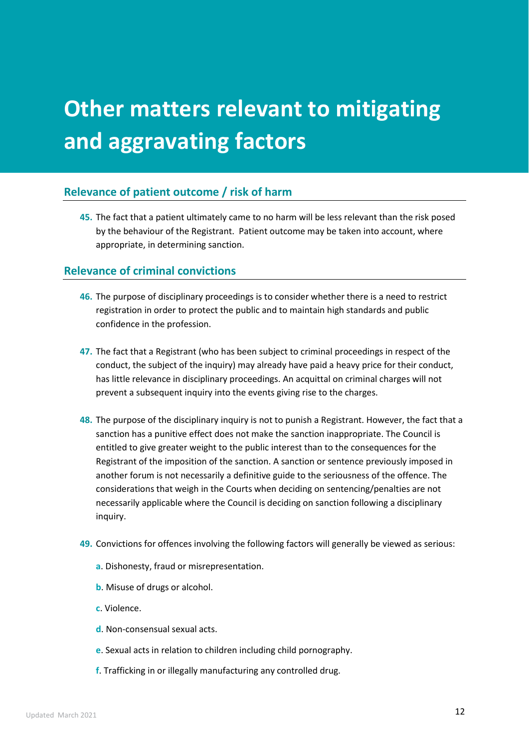# Other matters relevant to mitigating and aggravating factors

## Relevance of patient outcome / risk of harm

**45.** The fact that a patient ultimately came to no harm will be less relevant than the risk posed by the behaviour of the Registrant. Patient outcome may be taken into account, where appropriate, in determining sanction.

## Relevance of criminal convictions

**46.** The purpose of disciplinary proceedings is to consider whether there is a need to restrict registration in order to protect the public and to maintain high standards and public confidence in the profession.

**47.** The fact that a Registrant (who has been subject to criminal proceedings in respect of the conduct, the subject of the inquiry) may already have paid a heavy price for their conduct, has little relevance in disciplinary proceedings. An acquittal on criminal charges will not prevent a subsequent inquiry into the events giving rise to the charges.

**48.** The purpose of the disciplinary inquiry is not to punish a Registrant. However, the fact that a sanction has a punitive effect does not make the sanction inappropriate. The Council is entitled to give greater weight to the public interest than to the consequences for the Registrant of the imposition of the sanction. A sanction or sentence previously imposed in another forum is not necessarily a definitive guide to the seriousness of the offence. The considerations that weigh in the Courts when deciding on sentencing/penalties are not necessarily applicable where the Council is deciding on sanction following a disciplinary inquiry.

**49.** Convictions for offences involving the following factors will generally be viewed as serious:

**a**. Dishonesty, fraud or misrepresentation.

**b**. Misuse of drugs or alcohol.

**c**. Violence.

**d**. Non-consensual sexual acts.

**e**. Sexual acts in relation to children including child pornography.

**f**. Trafficking in or illegally manufacturing any controlled drug.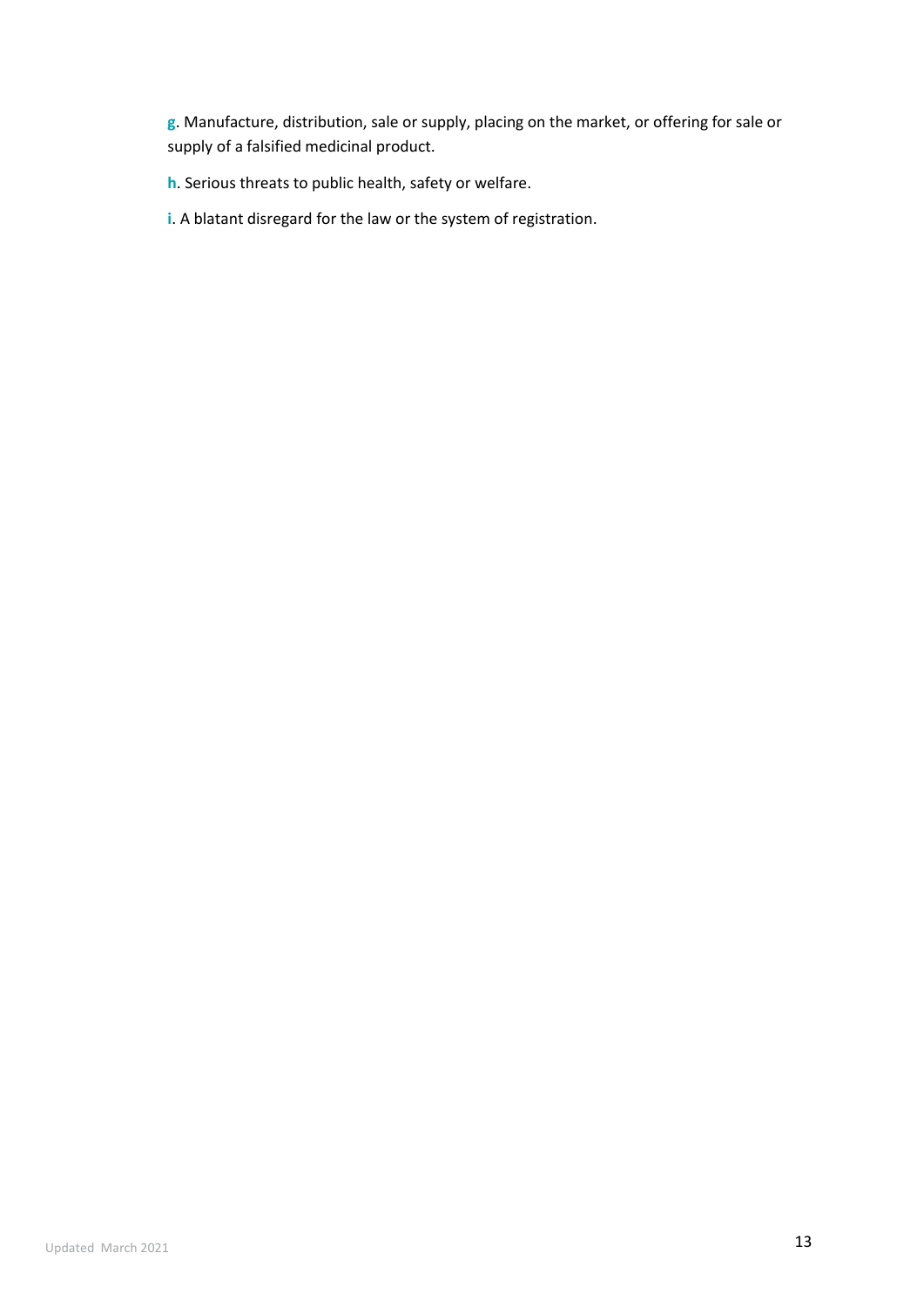g. Manufacture, distribution, sale or supply, placing on the market, or offering for sale or supply of a falsified medicinal product.

h. Serious threats to public health, safety or welfare.

i. A blatant disregard for the law or the system of registration.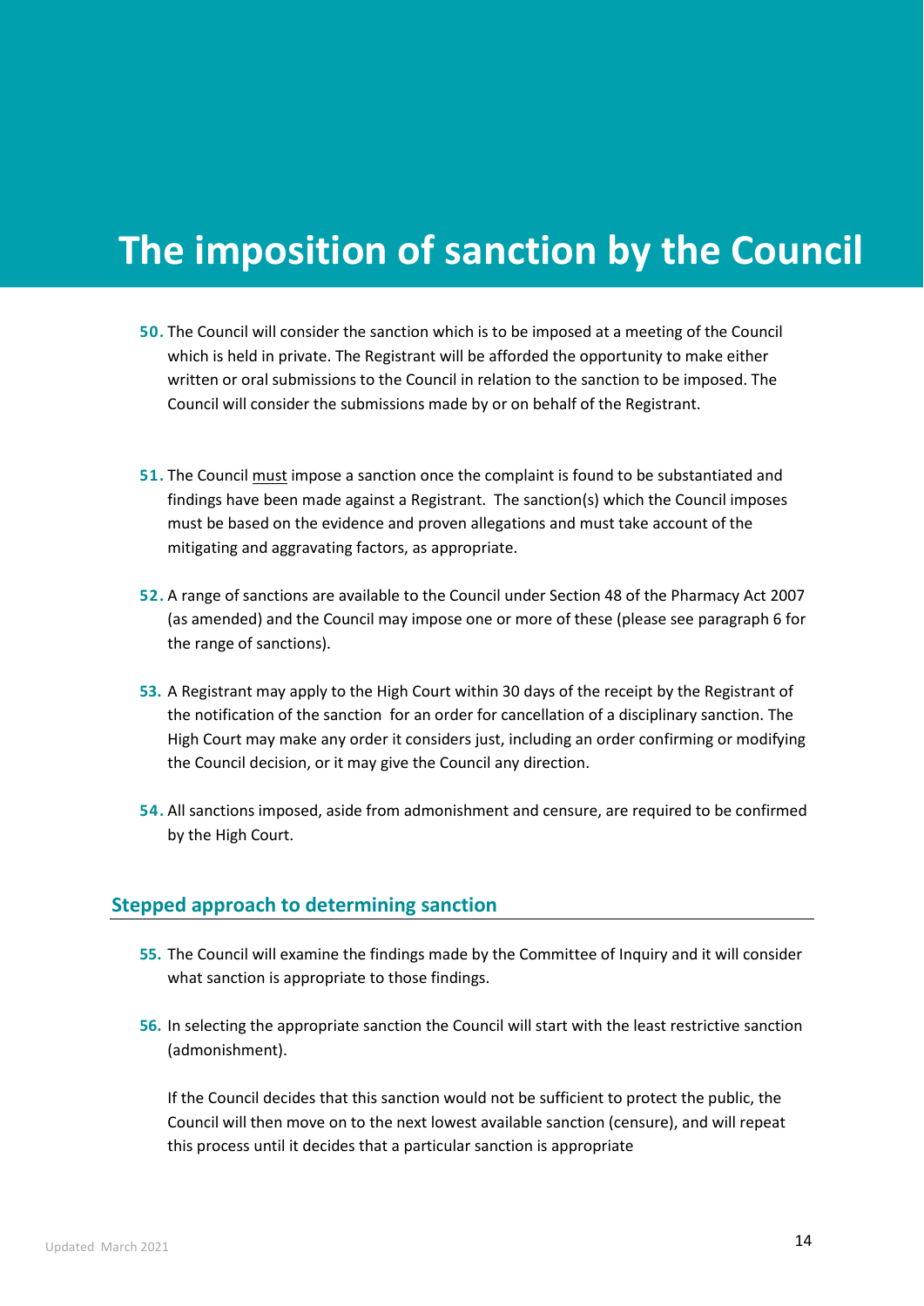# The imposition of sanction by the Council

**50.** The Council will consider the sanction which is to be imposed at a meeting of the Council which is held in private. The Registrant will be afforded the opportunity to make either written or oral submissions to the Council in relation to the sanction to be imposed. The Council will consider the submissions made by or on behalf of the Registrant.

**51.** The Council <u>must</u> impose a sanction once the complaint is found to be substantiated and findings have been made against a Registrant. The sanction(s) which the Council imposes must be based on the evidence and proven allegations and must take account of the mitigating and aggravating factors, as appropriate.

**52.** A range of sanctions are available to the Council under Section 48 of the Pharmacy Act 2007 (as amended) and the Council may impose one or more of these (please see paragraph 6 for the range of sanctions).

**53.** A Registrant may apply to the High Court within 30 days of the receipt by the Registrant of the notification of the sanction for an order for cancellation of a disciplinary sanction. The High Court may make any order it considers just, including an order confirming or modifying the Council decision, or it may give the Council any direction.

**54.** All sanctions imposed, aside from admonishment and censure, are required to be confirmed by the High Court.

## Stepped approach to determining sanction

**55.** The Council will examine the findings made by the Committee of Inquiry and it will consider what sanction is appropriate to those findings.

**56.** In selecting the appropriate sanction the Council will start with the least restrictive sanction (admonishment).

If the Council decides that this sanction would not be sufficient to protect the public, the Council will then move on to the next lowest available sanction (censure), and will repeat this process until it decides that a particular sanction is appropriate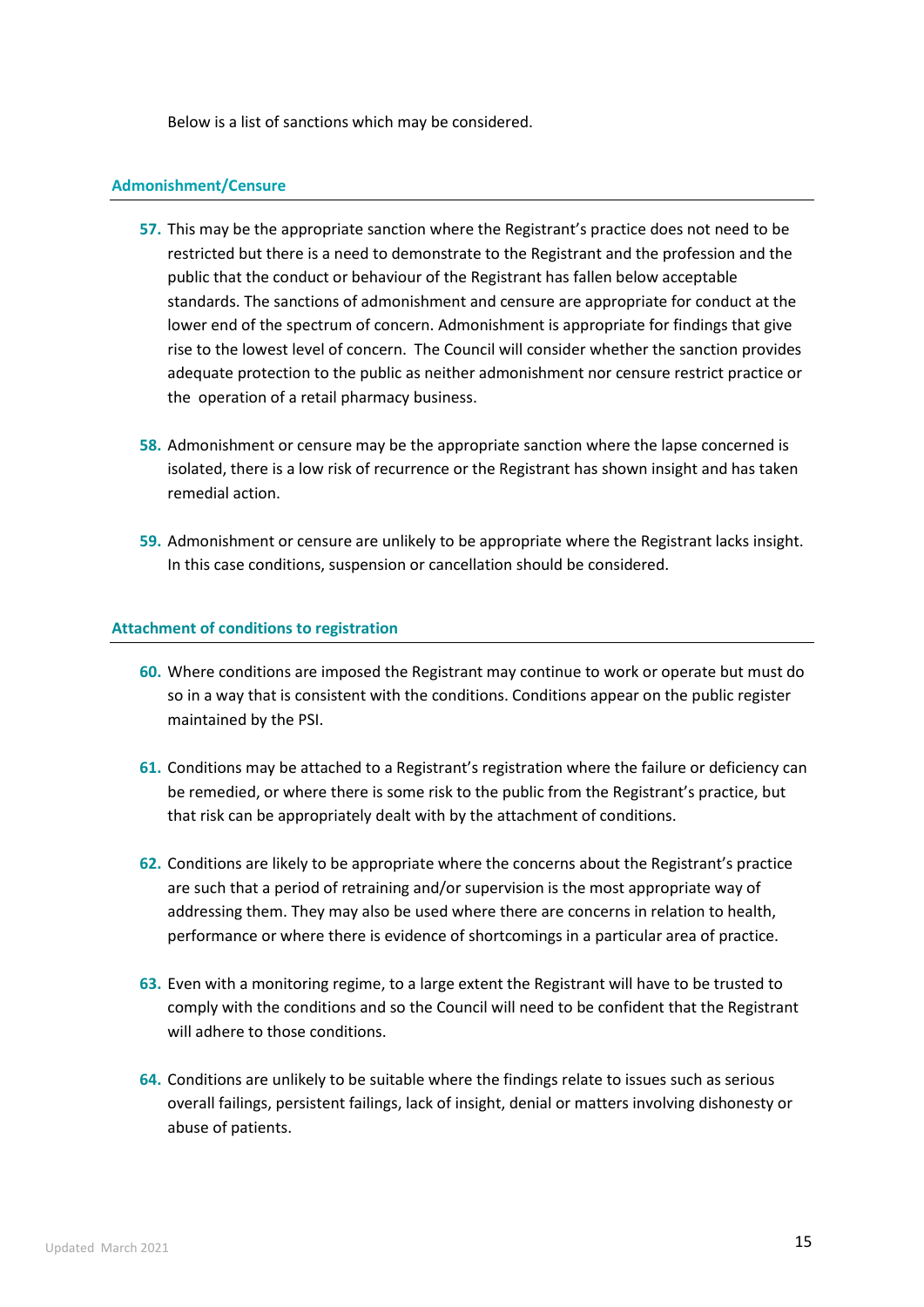Below is a list of sanctions which may be considered.

### Admonishment/Censure

57. This may be the appropriate sanction where the Registrant's practice does not need to be restricted but there is a need to demonstrate to the Registrant and the profession and the public that the conduct or behaviour of the Registrant has fallen below acceptable standards. The sanctions of admonishment and censure are appropriate for conduct at the lower end of the spectrum of concern. Admonishment is appropriate for findings that give rise to the lowest level of concern. The Council will consider whether the sanction provides adequate protection to the public as neither admonishment nor censure restrict practice or the operation of a retail pharmacy business.

58. Admonishment or censure may be the appropriate sanction where the lapse concerned is isolated, there is a low risk of recurrence or the Registrant has shown insight and has taken remedial action.

59. Admonishment or censure are unlikely to be appropriate where the Registrant lacks insight. In this case conditions, suspension or cancellation should be considered.

### Attachment of conditions to registration

60. Where conditions are imposed the Registrant may continue to work or operate but must do so in a way that is consistent with the conditions. Conditions appear on the public register maintained by the PSI.

61. Conditions may be attached to a Registrant's registration where the failure or deficiency can be remedied, or where there is some risk to the public from the Registrant's practice, but that risk can be appropriately dealt with by the attachment of conditions.

62. Conditions are likely to be appropriate where the concerns about the Registrant's practice are such that a period of retraining and/or supervision is the most appropriate way of addressing them. They may also be used where there are concerns in relation to health, performance or where there is evidence of shortcomings in a particular area of practice.

63. Even with a monitoring regime, to a large extent the Registrant will have to be trusted to comply with the conditions and so the Council will need to be confident that the Registrant will adhere to those conditions.

64. Conditions are unlikely to be suitable where the findings relate to issues such as serious overall failings, persistent failings, lack of insight, denial or matters involving dishonesty or abuse of patients.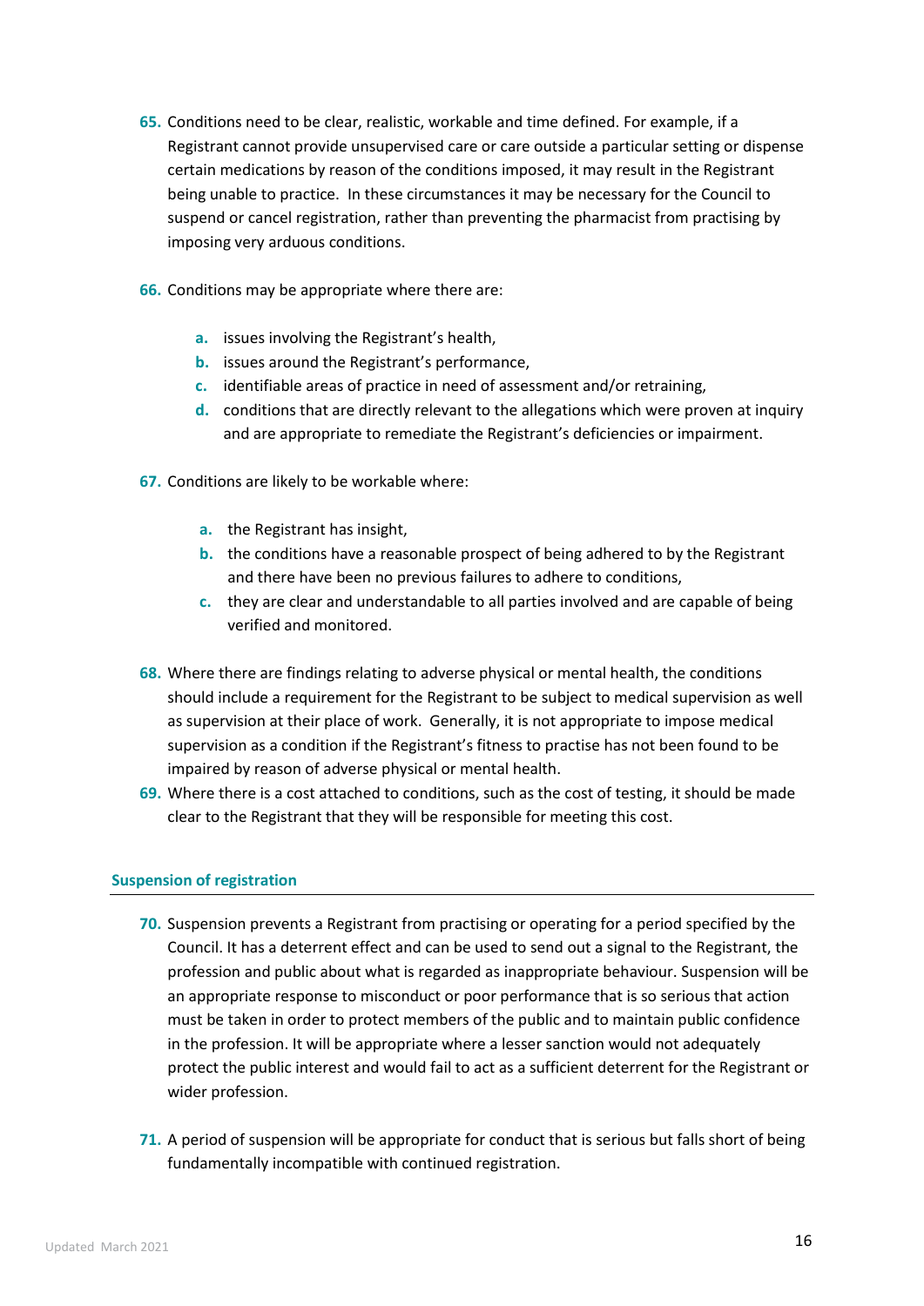65. Conditions need to be clear, realistic, workable and time defined. For example, if a Registrant cannot provide unsupervised care or care outside a particular setting or dispense certain medications by reason of the conditions imposed, it may result in the Registrant being unable to practice. In these circumstances it may be necessary for the Council to suspend or cancel registration, rather than preventing the pharmacist from practising by imposing very arduous conditions.

66. Conditions may be appropriate where there are:

    a. issues involving the Registrant's health,
    b. issues around the Registrant's performance,
    c. identifiable areas of practice in need of assessment and/or retraining,
    d. conditions that are directly relevant to the allegations which were proven at inquiry and are appropriate to remediate the Registrant's deficiencies or impairment.

67. Conditions are likely to be workable where:

    a. the Registrant has insight,
    b. the conditions have a reasonable prospect of being adhered to by the Registrant and there have been no previous failures to adhere to conditions,
    c. they are clear and understandable to all parties involved and are capable of being verified and monitored.

68. Where there are findings relating to adverse physical or mental health, the conditions should include a requirement for the Registrant to be subject to medical supervision as well as supervision at their place of work. Generally, it is not appropriate to impose medical supervision as a condition if the Registrant's fitness to practise has not been found to be impaired by reason of adverse physical or mental health.

69. Where there is a cost attached to conditions, such as the cost of testing, it should be made clear to the Registrant that they will be responsible for meeting this cost.

## Suspension of registration

70. Suspension prevents a Registrant from practising or operating for a period specified by the Council. It has a deterrent effect and can be used to send out a signal to the Registrant, the profession and public about what is regarded as inappropriate behaviour. Suspension will be an appropriate response to misconduct or poor performance that is so serious that action must be taken in order to protect members of the public and to maintain public confidence in the profession. It will be appropriate where a lesser sanction would not adequately protect the public interest and would fail to act as a sufficient deterrent for the Registrant or wider profession.

71. A period of suspension will be appropriate for conduct that is serious but falls short of being fundamentally incompatible with continued registration.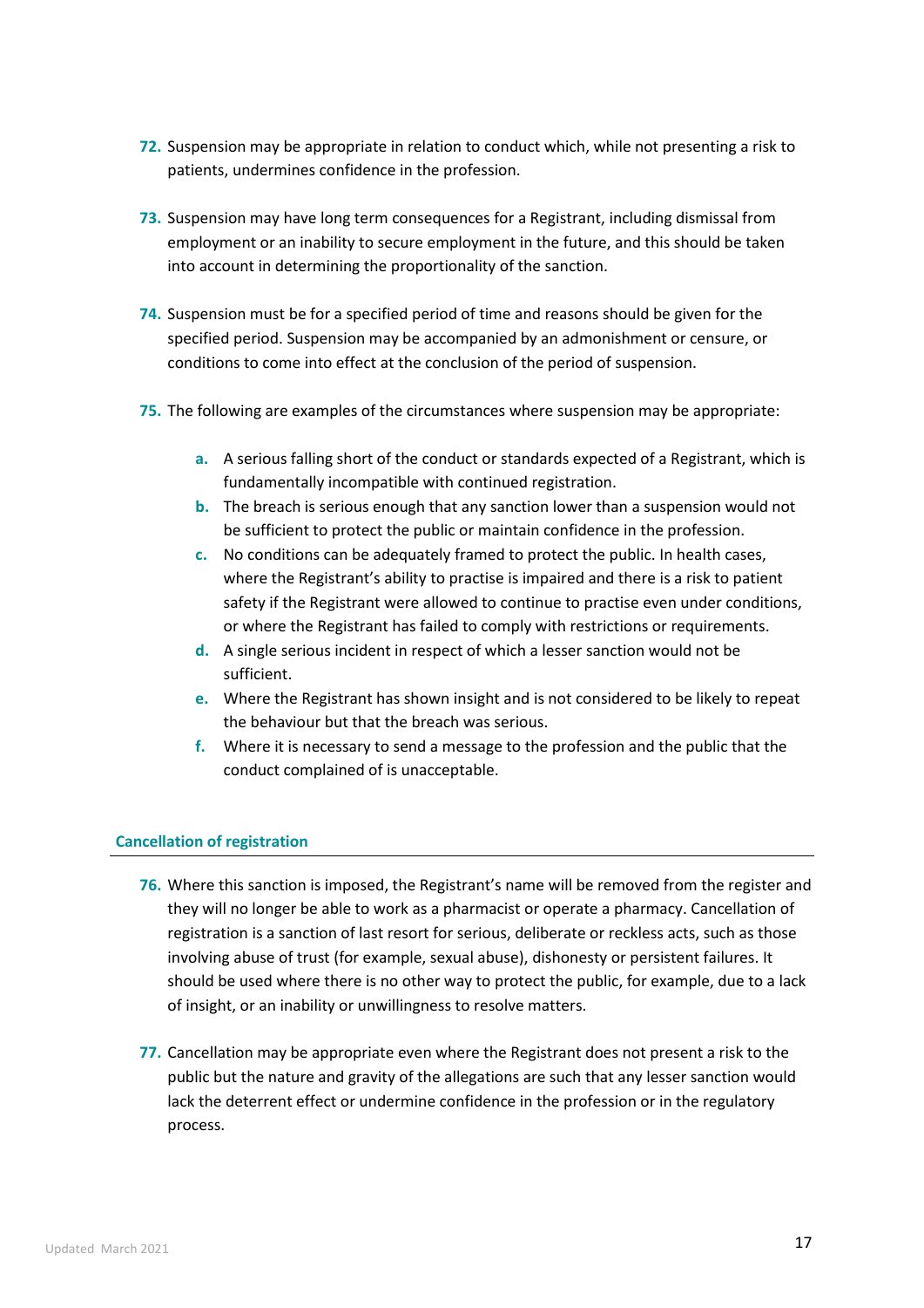72. Suspension may be appropriate in relation to conduct which, while not presenting a risk to patients, undermines confidence in the profession.

73. Suspension may have long term consequences for a Registrant, including dismissal from employment or an inability to secure employment in the future, and this should be taken into account in determining the proportionality of the sanction.

74. Suspension must be for a specified period of time and reasons should be given for the specified period. Suspension may be accompanied by an admonishment or censure, or conditions to come into effect at the conclusion of the period of suspension.

75. The following are examples of the circumstances where suspension may be appropriate:

    a. A serious falling short of the conduct or standards expected of a Registrant, which is fundamentally incompatible with continued registration.
    b. The breach is serious enough that any sanction lower than a suspension would not be sufficient to protect the public or maintain confidence in the profession.
    c. No conditions can be adequately framed to protect the public. In health cases, where the Registrant's ability to practise is impaired and there is a risk to patient safety if the Registrant were allowed to continue to practise even under conditions, or where the Registrant has failed to comply with restrictions or requirements.
    d. A single serious incident in respect of which a lesser sanction would not be sufficient.
    e. Where the Registrant has shown insight and is not considered to be likely to repeat the behaviour but that the breach was serious.
    f. Where it is necessary to send a message to the profession and the public that the conduct complained of is unacceptable.

### Cancellation of registration

76. Where this sanction is imposed, the Registrant's name will be removed from the register and they will no longer be able to work as a pharmacist or operate a pharmacy. Cancellation of registration is a sanction of last resort for serious, deliberate or reckless acts, such as those involving abuse of trust (for example, sexual abuse), dishonesty or persistent failures. It should be used where there is no other way to protect the public, for example, due to a lack of insight, or an inability or unwillingness to resolve matters.

77. Cancellation may be appropriate even where the Registrant does not present a risk to the public but the nature and gravity of the allegations are such that any lesser sanction would lack the deterrent effect or undermine confidence in the profession or in the regulatory process.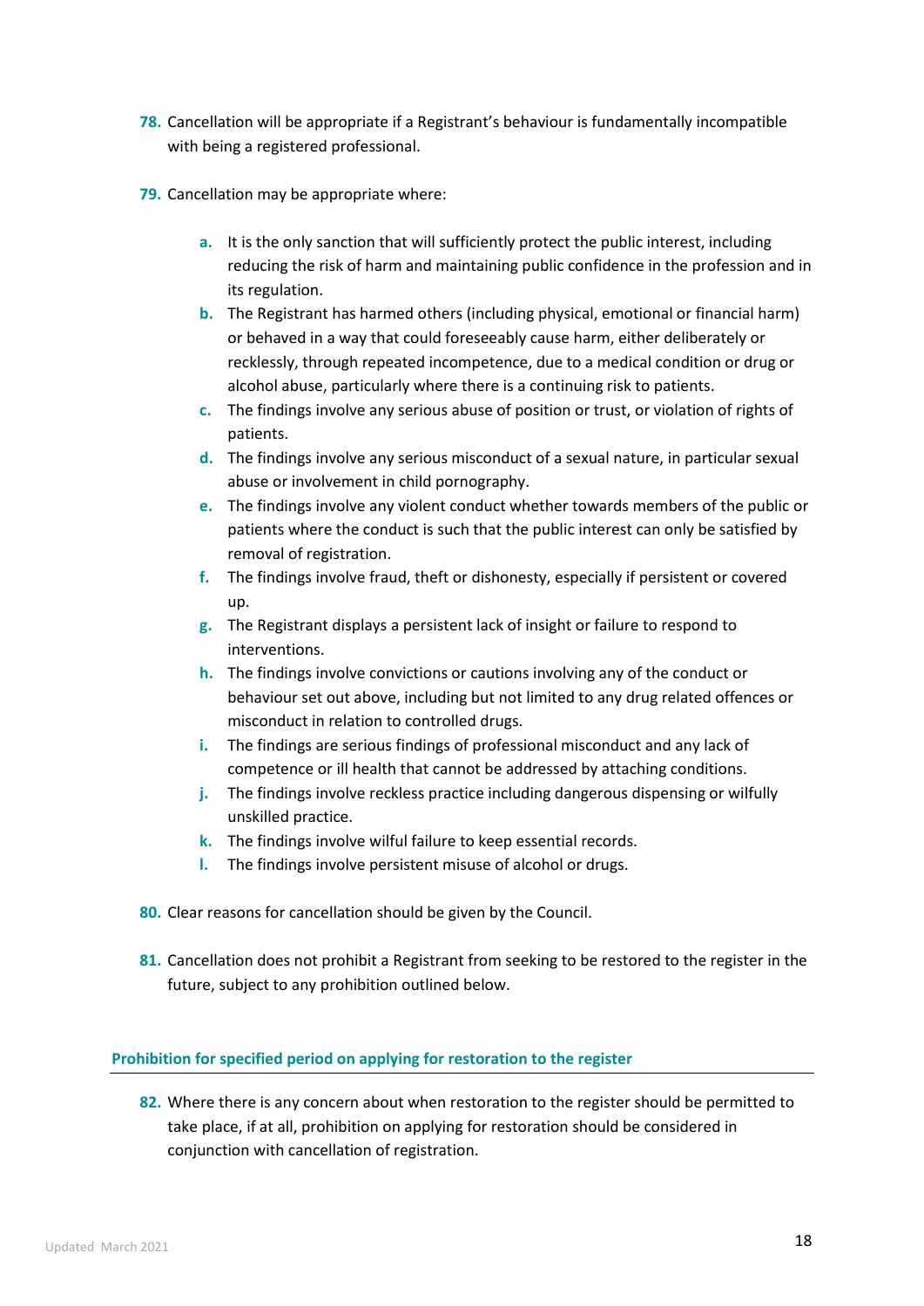78. Cancellation will be appropriate if a Registrant's behaviour is fundamentally incompatible with being a registered professional.

79. Cancellation may be appropriate where:

    a. It is the only sanction that will sufficiently protect the public interest, including reducing the risk of harm and maintaining public confidence in the profession and in its regulation.
    b. The Registrant has harmed others (including physical, emotional or financial harm) or behaved in a way that could foreseeably cause harm, either deliberately or recklessly, through repeated incompetence, due to a medical condition or drug or alcohol abuse, particularly where there is a continuing risk to patients.
    c. The findings involve any serious abuse of position or trust, or violation of rights of patients.
    d. The findings involve any serious misconduct of a sexual nature, in particular sexual abuse or involvement in child pornography.
    e. The findings involve any violent conduct whether towards members of the public or patients where the conduct is such that the public interest can only be satisfied by removal of registration.
    f. The findings involve fraud, theft or dishonesty, especially if persistent or covered up.
    g. The Registrant displays a persistent lack of insight or failure to respond to interventions.
    h. The findings involve convictions or cautions involving any of the conduct or behaviour set out above, including but not limited to any drug related offences or misconduct in relation to controlled drugs.
    i. The findings are serious findings of professional misconduct and any lack of competence or ill health that cannot be addressed by attaching conditions.
    j. The findings involve reckless practice including dangerous dispensing or wilfully unskilled practice.
    k. The findings involve wilful failure to keep essential records.
    l. The findings involve persistent misuse of alcohol or drugs.

80. Clear reasons for cancellation should be given by the Council.

81. Cancellation does not prohibit a Registrant from seeking to be restored to the register in the future, subject to any prohibition outlined below.

### Prohibition for specified period on applying for restoration to the register

82. Where there is any concern about when restoration to the register should be permitted to take place, if at all, prohibition on applying for restoration should be considered in conjunction with cancellation of registration.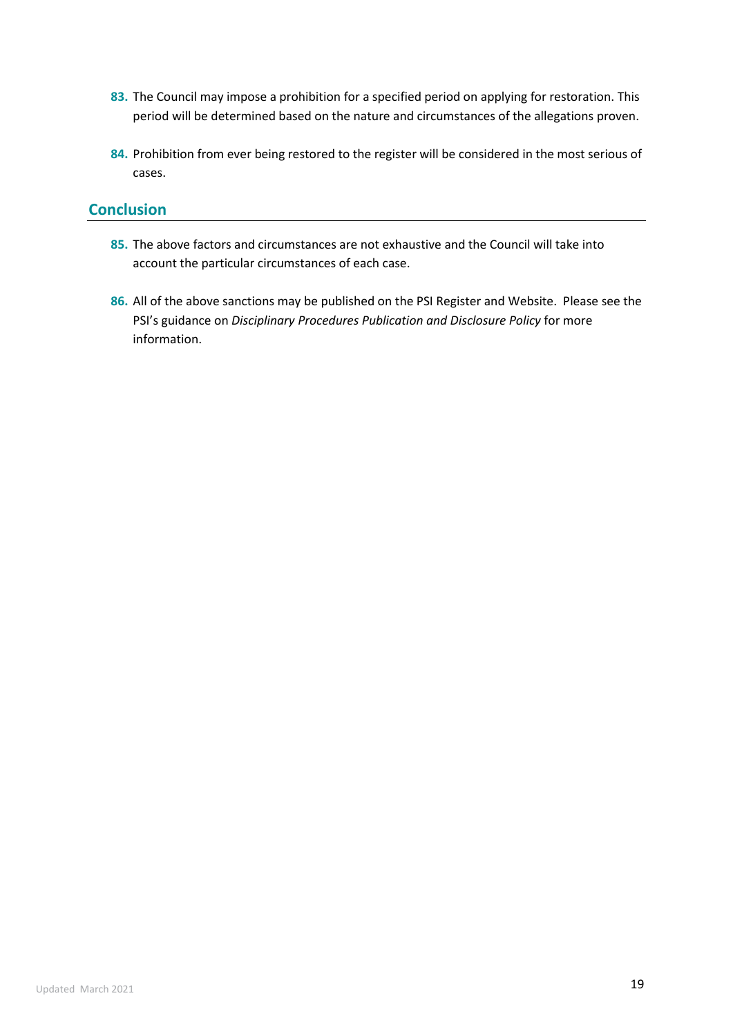83. The Council may impose a prohibition for a specified period on applying for restoration. This period will be determined based on the nature and circumstances of the allegations proven.

84. Prohibition from ever being restored to the register will be considered in the most serious of cases.

## Conclusion

85. The above factors and circumstances are not exhaustive and the Council will take into account the particular circumstances of each case.

86. All of the above sanctions may be published on the PSI Register and Website. Please see the PSI's guidance on *Disciplinary Procedures Publication and Disclosure Policy* for more information.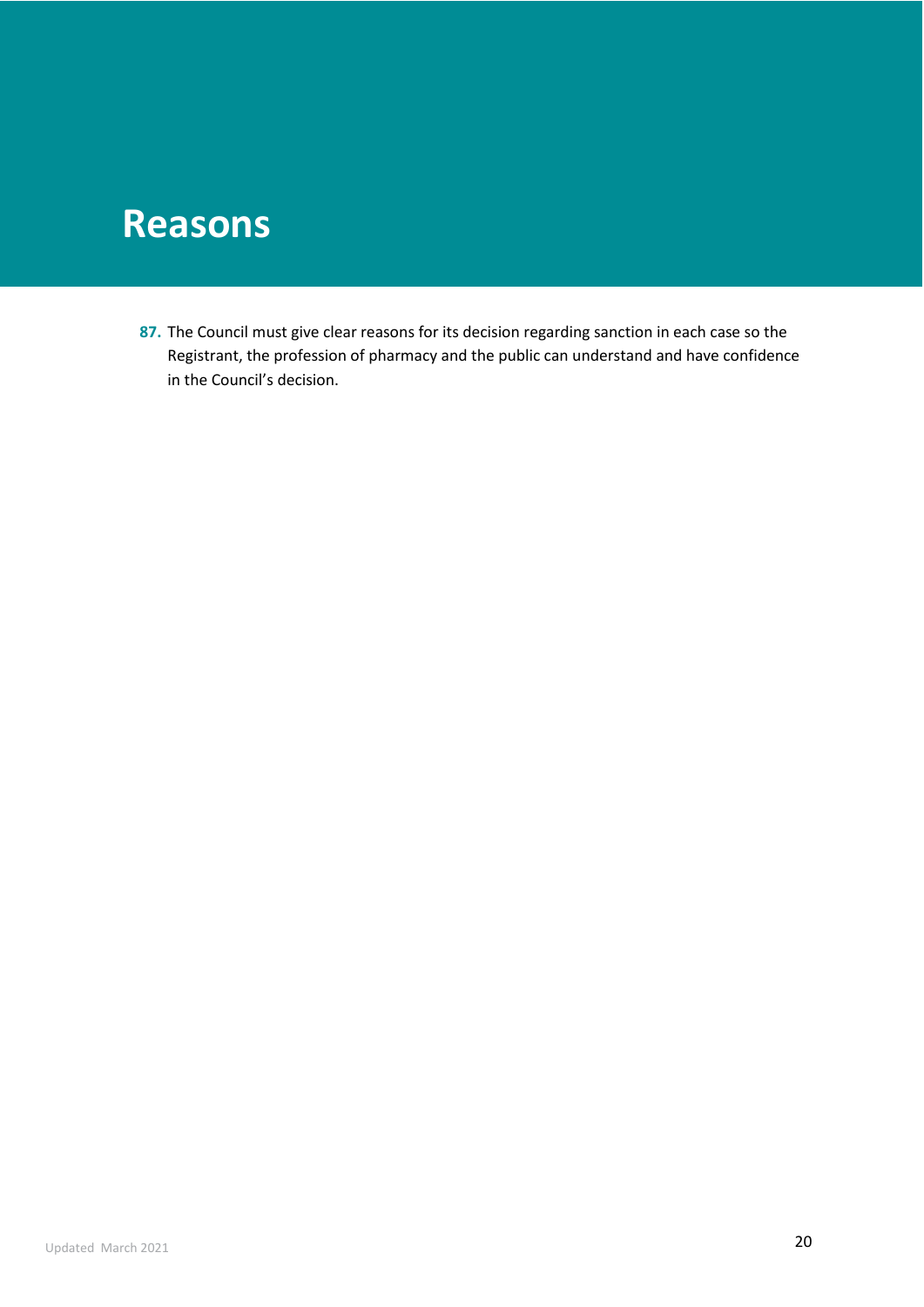# Reasons

87. The Council must give clear reasons for its decision regarding sanction in each case so the Registrant, the profession of pharmacy and the public can understand and have confidence in the Council's decision.